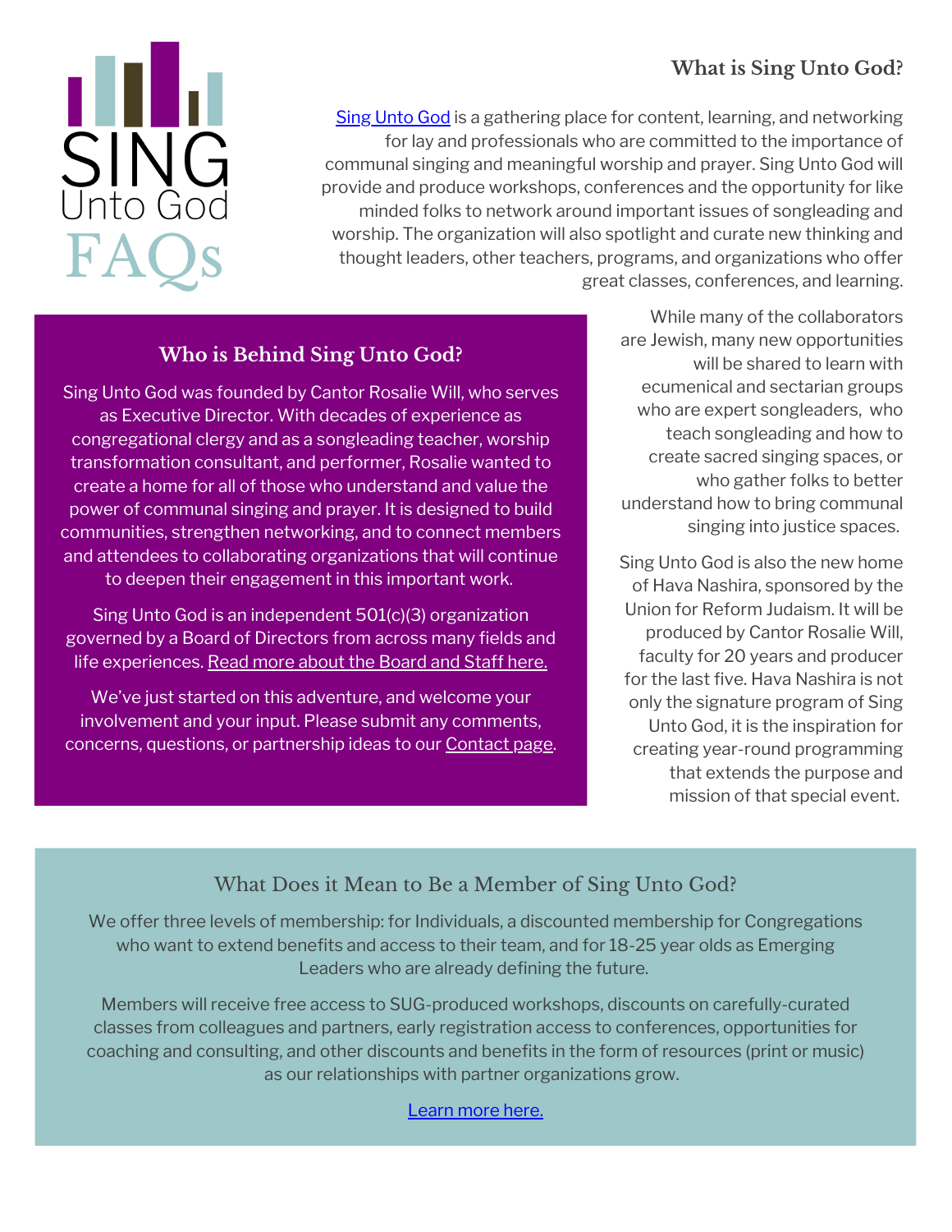# Sing Unto God FAQs

## What is Sing Unto God?

[Sing Unto God](#) is a gathering place for content, learning, and networking for lay and professionals who are committed to the importance of communal singing and meaningful worship and prayer. Sing Unto God will provide and produce workshops, conferences and the opportunity for like minded folks to network around important issues of songleading and worship. The organization will also spotlight and curate new thinking and thought leaders, other teachers, programs, and organizations who offer great classes, conferences, and learning.

While many of the collaborators are Jewish, many new opportunities will be shared to learn with ecumenical and sectarian groups who are expert songleaders, who teach songleading and how to create sacred singing spaces, or who gather folks to better understand how to bring communal singing into justice spaces.

Sing Unto God is also the new home of Hava Nashira, sponsored by the Union for Reform Judaism. It will be produced by Cantor Rosalie Will, faculty for 20 years and producer for the last five. Hava Nashira is not only the signature program of Sing Unto God, it is the inspiration for creating year-round programming that extends the purpose and mission of that special event.

## Who is Behind Sing Unto God?

Sing Unto God was founded by Cantor Rosalie Will, who serves as Executive Director. With decades of experience as congregational clergy and as a songleading teacher, worship transformation consultant, and performer, Rosalie wanted to create a home for all of those who understand and value the power of communal singing and prayer. It is designed to build communities, strengthen networking, and to connect members and attendees to collaborating organizations that will continue to deepen their engagement in this important work.

Sing Unto God is an independent 501(c)(3) organization governed by a Board of Directors from across many fields and life experiences. [Read more about the Board and Staff here.](#)

We've just started on this adventure, and welcome your involvement and your input. Please submit any comments, concerns, questions, or partnership ideas to our [Contact page](#).

## What Does it Mean to Be a Member of Sing Unto God?

We offer three levels of membership: for Individuals, a discounted membership for Congregations who want to extend benefits and access to their team, and for 18-25 year olds as Emerging Leaders who are already defining the future.

Members will receive free access to SUG-produced workshops, discounts on carefully-curated classes from colleagues and partners, early registration access to conferences, opportunities for coaching and consulting, and other discounts and benefits in the form of resources (print or music) as our relationships with partner organizations grow.

[Learn more here.](#)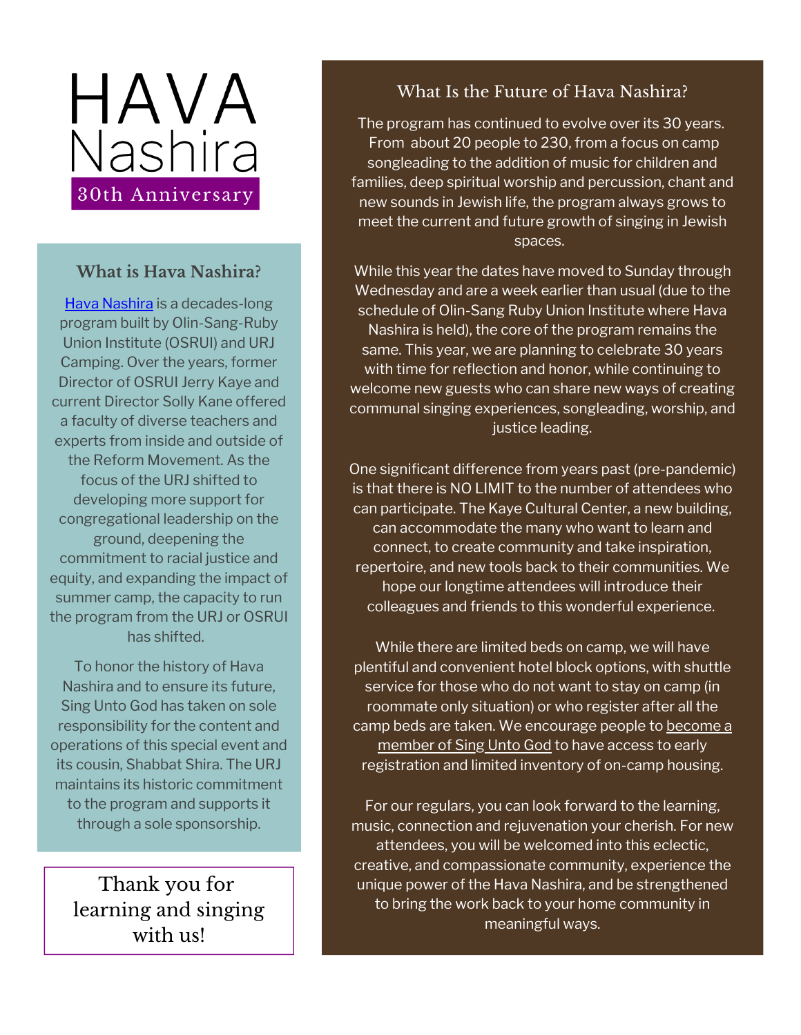# HAVA Nashira

30th Anniversary

## What is Hava Nashira?

Hava Nashira is a decades-long program built by Olin-Sang-Ruby Union Institute (OSRUI) and URJ Camping. Over the years, former Director of OSRUI Jerry Kaye and current Director Solly Kane offered a faculty of diverse teachers and experts from inside and outside of the Reform Movement. As the focus of the URJ shifted to developing more support for congregational leadership on the ground, deepening the commitment to racial justice and equity, and expanding the impact of summer camp, the capacity to run the program from the URJ or OSRUI has shifted.

To honor the history of Hava Nashira and to ensure its future, Sing Unto God has taken on sole responsibility for the content and operations of this special event and its cousin, Shabbat Shira. The URJ maintains its historic commitment to the program and supports it through a sole sponsorship.

Thank you for learning and singing with us!

## What Is the Future of Hava Nashira?

The program has continued to evolve over its 30 years. From about 20 people to 230, from a focus on camp songleading to the addition of music for children and families, deep spiritual worship and percussion, chant and new sounds in Jewish life, the program always grows to meet the current and future growth of singing in Jewish spaces.

While this year the dates have moved to Sunday through Wednesday and are a week earlier than usual (due to the schedule of Olin-Sang Ruby Union Institute where Hava Nashira is held), the core of the program remains the same. This year, we are planning to celebrate 30 years with time for reflection and honor, while continuing to welcome new guests who can share new ways of creating communal singing experiences, songleading, worship, and justice leading.

One significant difference from years past (pre-pandemic) is that there is NO LIMIT to the number of attendees who can participate. The Kaye Cultural Center, a new building, can accommodate the many who want to learn and connect, to create community and take inspiration, repertoire, and new tools back to their communities. We hope our longtime attendees will introduce their colleagues and friends to this wonderful experience.

While there are limited beds on camp, we will have plentiful and convenient hotel block options, with shuttle service for those who do not want to stay on camp (in roommate only situation) or who register after all the camp beds are taken. We encourage people to become a member of Sing Unto God to have access to early registration and limited inventory of on-camp housing.

For our regulars, you can look forward to the learning, music, connection and rejuvenation your cherish. For new attendees, you will be welcomed into this eclectic, creative, and compassionate community, experience the unique power of the Hava Nashira, and be strengthened to bring the work back to your home community in meaningful ways.